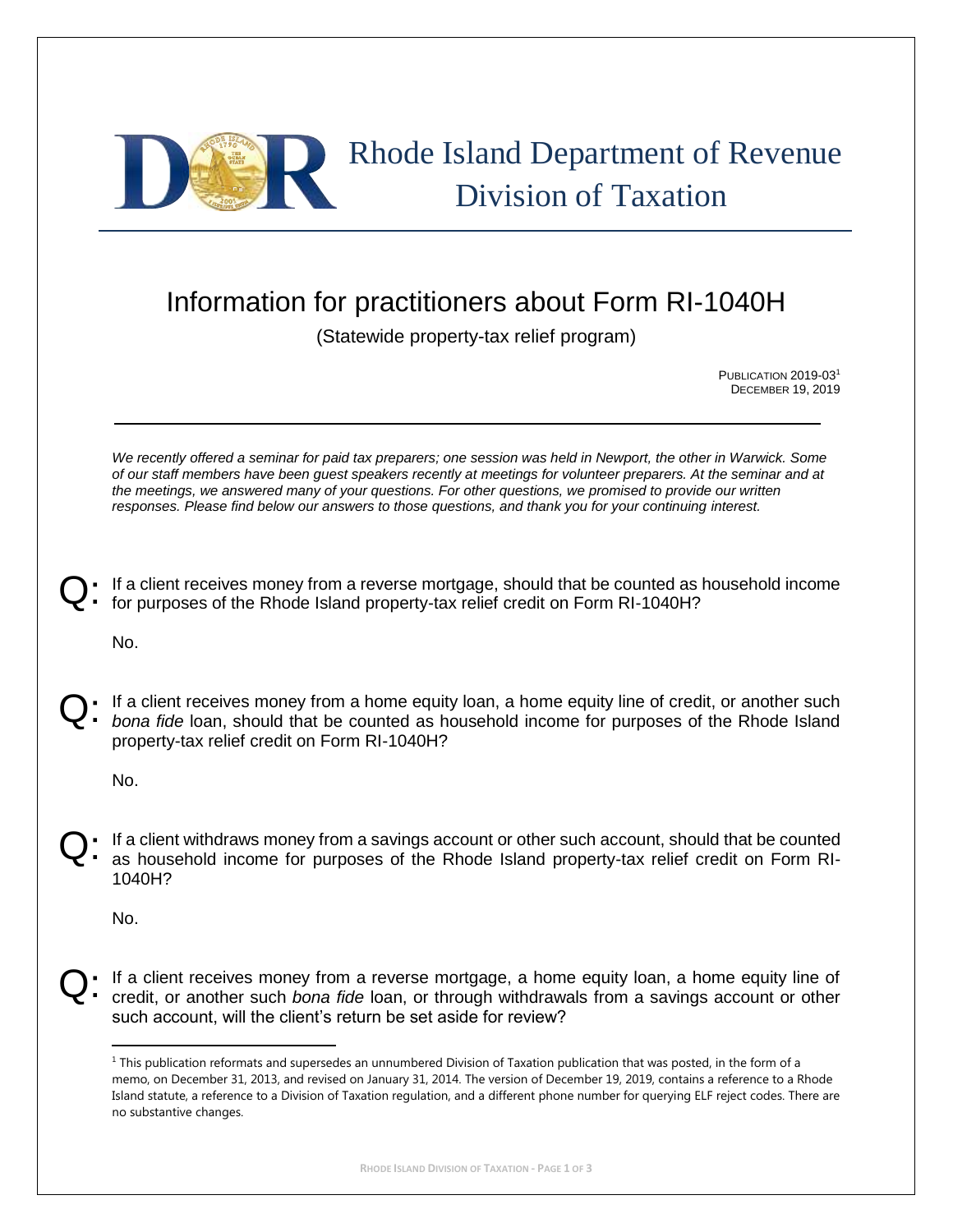# Rhode Island Department of Revenue Division of Taxation

## Information for practitioners about Form RI-1040H

(Statewide property-tax relief program)

PUBLICATION 2019-03[1]
DECEMBER 19, 2019

*We recently offered a seminar for paid tax preparers; one session was held in Newport, the other in Warwick. Some of our staff members have been guest speakers recently at meetings for volunteer preparers. At the seminar and at the meetings, we answered many of your questions. For other questions, we promised to provide our written responses. Please find below our answers to those questions, and thank you for your continuing interest.*

**Q:** If a client receives money from a reverse mortgage, should that be counted as household income for purposes of the Rhode Island property-tax relief credit on Form RI-1040H?

No.

**Q:** If a client receives money from a home equity loan, a home equity line of credit, or another such *bona fide* loan, should that be counted as household income for purposes of the Rhode Island property-tax relief credit on Form RI-1040H?

No.

**Q:** If a client withdraws money from a savings account or other such account, should that be counted as household income for purposes of the Rhode Island property-tax relief credit on Form RI-1040H?

No.

**Q:** If a client receives money from a reverse mortgage, a home equity loan, a home equity line of credit, or another such *bona fide* loan, or through withdrawals from a savings account or other such account, will the client's return be set aside for review?

[1] This publication reformats and supersedes an unnumbered Division of Taxation publication that was posted, in the form of a memo, on December 31, 2013, and revised on January 31, 2014. The version of December 19, 2019, contains a reference to a Rhode Island statute, a reference to a Division of Taxation regulation, and a different phone number for querying ELF reject codes. There are no substantive changes.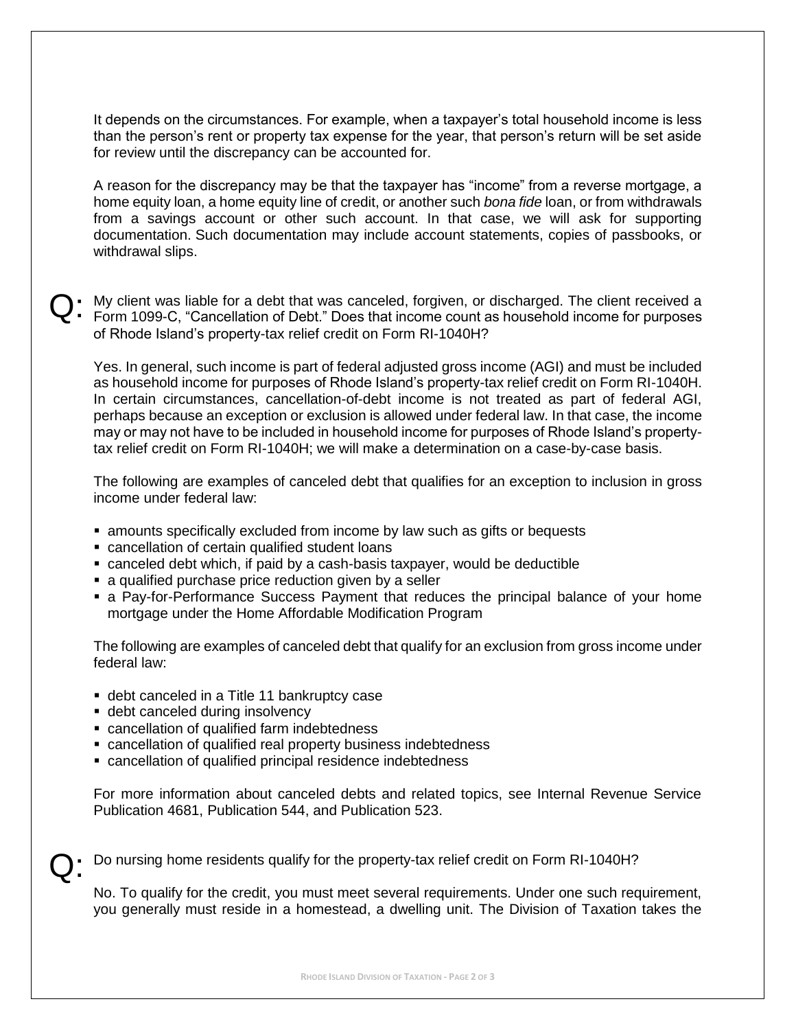It depends on the circumstances. For example, when a taxpayer's total household income is less than the person's rent or property tax expense for the year, that person's return will be set aside for review until the discrepancy can be accounted for.

A reason for the discrepancy may be that the taxpayer has "income" from a reverse mortgage, a home equity loan, a home equity line of credit, or another such *bona fide* loan, or from withdrawals from a savings account or other such account. In that case, we will ask for supporting documentation. Such documentation may include account statements, copies of passbooks, or withdrawal slips.

**Q:** My client was liable for a debt that was canceled, forgiven, or discharged. The client received a Form 1099-C, "Cancellation of Debt." Does that income count as household income for purposes of Rhode Island's property-tax relief credit on Form RI-1040H?

Yes. In general, such income is part of federal adjusted gross income (AGI) and must be included as household income for purposes of Rhode Island's property-tax relief credit on Form RI-1040H. In certain circumstances, cancellation-of-debt income is not treated as part of federal AGI, perhaps because an exception or exclusion is allowed under federal law. In that case, the income may or may not have to be included in household income for purposes of Rhode Island's property-tax relief credit on Form RI-1040H; we will make a determination on a case-by-case basis.

The following are examples of canceled debt that qualifies for an exception to inclusion in gross income under federal law:

- amounts specifically excluded from income by law such as gifts or bequests
- cancellation of certain qualified student loans
- canceled debt which, if paid by a cash-basis taxpayer, would be deductible
- a qualified purchase price reduction given by a seller
- a Pay-for-Performance Success Payment that reduces the principal balance of your home mortgage under the Home Affordable Modification Program

The following are examples of canceled debt that qualify for an exclusion from gross income under federal law:

- debt canceled in a Title 11 bankruptcy case
- debt canceled during insolvency
- cancellation of qualified farm indebtedness
- cancellation of qualified real property business indebtedness
- cancellation of qualified principal residence indebtedness

For more information about canceled debts and related topics, see Internal Revenue Service Publication 4681, Publication 544, and Publication 523.

**Q:** Do nursing home residents qualify for the property-tax relief credit on Form RI-1040H?

No. To qualify for the credit, you must meet several requirements. Under one such requirement, you generally must reside in a homestead, a dwelling unit. The Division of Taxation takes the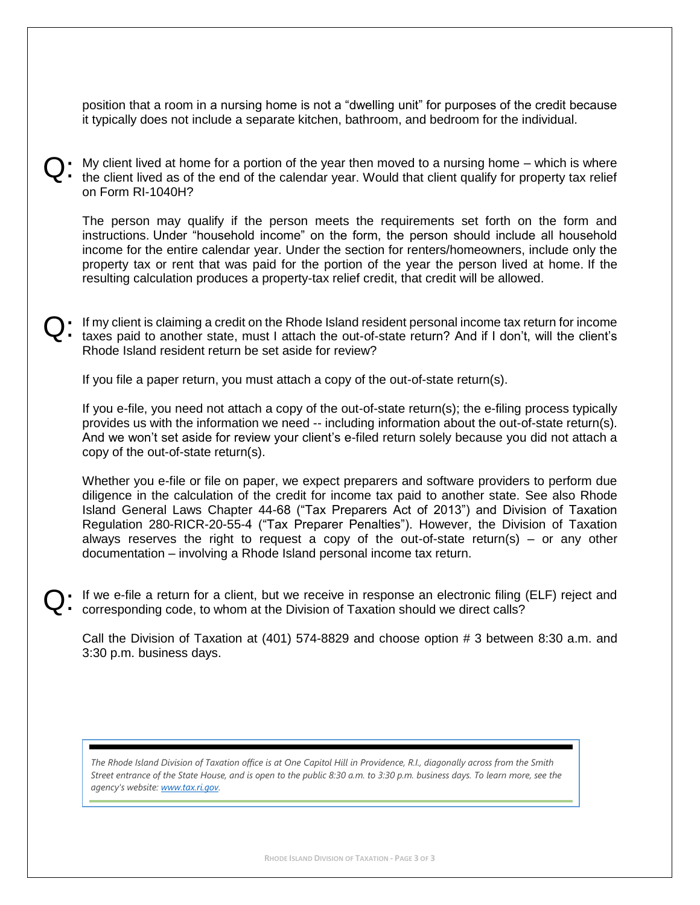position that a room in a nursing home is not a "dwelling unit" for purposes of the credit because it typically does not include a separate kitchen, bathroom, and bedroom for the individual.

**Q:** My client lived at home for a portion of the year then moved to a nursing home – which is where the client lived as of the end of the calendar year. Would that client qualify for property tax relief on Form RI-1040H?

The person may qualify if the person meets the requirements set forth on the form and instructions. Under "household income" on the form, the person should include all household income for the entire calendar year. Under the section for renters/homeowners, include only the property tax or rent that was paid for the portion of the year the person lived at home. If the resulting calculation produces a property-tax relief credit, that credit will be allowed.

**Q:** If my client is claiming a credit on the Rhode Island resident personal income tax return for income taxes paid to another state, must I attach the out-of-state return? And if I don't, will the client's Rhode Island resident return be set aside for review?

If you file a paper return, you must attach a copy of the out-of-state return(s).

If you e-file, you need not attach a copy of the out-of-state return(s); the e-filing process typically provides us with the information we need -- including information about the out-of-state return(s). And we won't set aside for review your client's e-filed return solely because you did not attach a copy of the out-of-state return(s).

Whether you e-file or file on paper, we expect preparers and software providers to perform due diligence in the calculation of the credit for income tax paid to another state. See also Rhode Island General Laws Chapter 44-68 ("Tax Preparers Act of 2013") and Division of Taxation Regulation 280-RICR-20-55-4 ("Tax Preparer Penalties"). However, the Division of Taxation always reserves the right to request a copy of the out-of-state return(s) – or any other documentation – involving a Rhode Island personal income tax return.

**Q:** If we e-file a return for a client, but we receive in response an electronic filing (ELF) reject and corresponding code, to whom at the Division of Taxation should we direct calls?

Call the Division of Taxation at (401) 574-8829 and choose option # 3 between 8:30 a.m. and 3:30 p.m. business days.

*The Rhode Island Division of Taxation office is at One Capitol Hill in Providence, R.I., diagonally across from the Smith Street entrance of the State House, and is open to the public 8:30 a.m. to 3:30 p.m. business days. To learn more, see the agency's website: [www.tax.ri.gov](http://www.tax.ri.gov).*